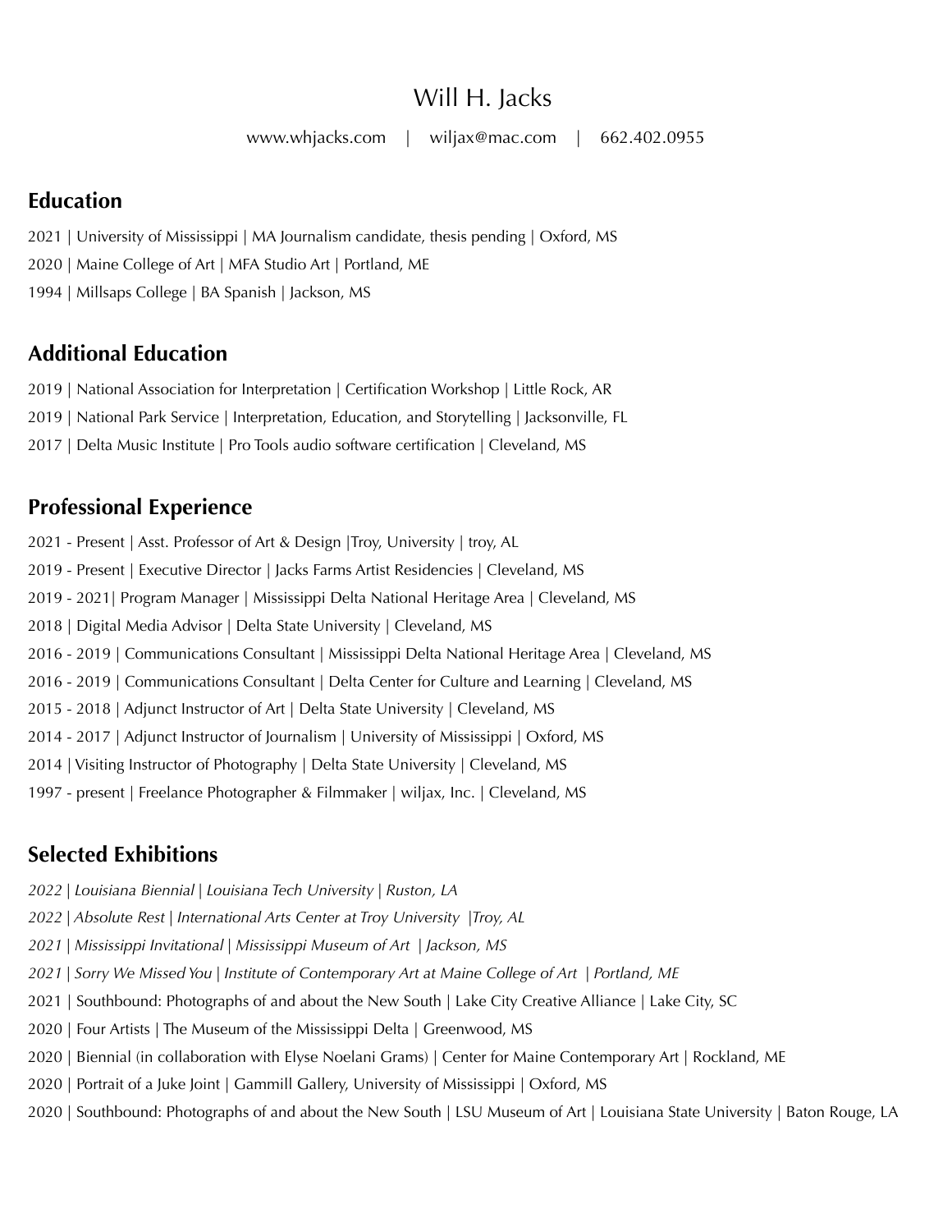# Will H. Jacks

www.whjacks.com | wiljax@mac.com | 662.402.0955

## Education

2021 | University of Mississippi | MA Journalism candidate, thesis pending | Oxford, MS

2020 | Maine College of Art | MFA Studio Art | Portland, ME

1994 | Millsaps College | BA Spanish | Jackson, MS

## Additional Education

2019 | National Association for Interpretation | Certification Workshop | Little Rock, AR

2019 | National Park Service | Interpretation, Education, and Storytelling | Jacksonville, FL

2017 | Delta Music Institute | Pro Tools audio software certification | Cleveland, MS

## Professional Experience

2021 - Present | Asst. Professor of Art & Design |Troy, University | troy, AL

2019 - Present | Executive Director | Jacks Farms Artist Residencies | Cleveland, MS

2019 - 2021| Program Manager | Mississippi Delta National Heritage Area | Cleveland, MS

2018 | Digital Media Advisor | Delta State University | Cleveland, MS

2016 - 2019 | Communications Consultant | Mississippi Delta National Heritage Area | Cleveland, MS

2016 - 2019 | Communications Consultant | Delta Center for Culture and Learning | Cleveland, MS

2015 - 2018 | Adjunct Instructor of Art | Delta State University | Cleveland, MS

2014 - 2017 | Adjunct Instructor of Journalism | University of Mississippi | Oxford, MS

2014 | Visiting Instructor of Photography | Delta State University | Cleveland, MS

1997 - present | Freelance Photographer & Filmmaker | wiljax, Inc. | Cleveland, MS

## Selected Exhibitions

*2022 | Louisiana Biennial | Louisiana Tech University | Ruston, LA*

*2022 | Absolute Rest | International Arts Center at Troy University |Troy, AL*

*2021 | Mississippi Invitational | Mississippi Museum of Art | Jackson, MS*

*2021 | Sorry We Missed You | Institute of Contemporary Art at Maine College of Art | Portland, ME*

2021 | Southbound: Photographs of and about the New South | Lake City Creative Alliance | Lake City, SC

2020 | Four Artists | The Museum of the Mississippi Delta | Greenwood, MS

2020 | Biennial (in collaboration with Elyse Noelani Grams) | Center for Maine Contemporary Art | Rockland, ME

2020 | Portrait of a Juke Joint | Gammill Gallery, University of Mississippi | Oxford, MS

2020 | Southbound: Photographs of and about the New South | LSU Museum of Art | Louisiana State University | Baton Rouge, LA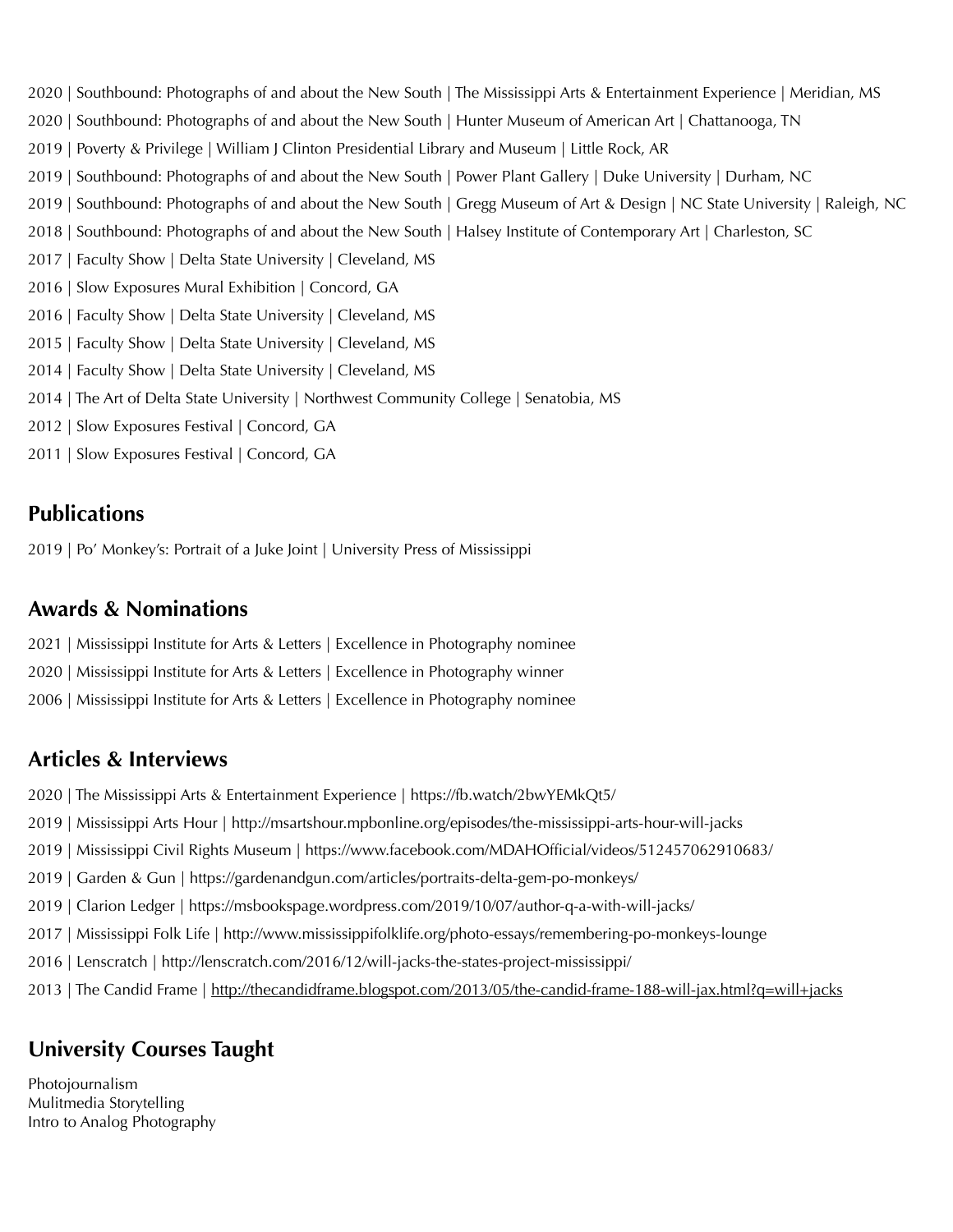2020 | Southbound: Photographs of and about the New South | The Mississippi Arts & Entertainment Experience | Meridian, MS

2020 | Southbound: Photographs of and about the New South | Hunter Museum of American Art | Chattanooga, TN

2019 | Poverty & Privilege | William J Clinton Presidential Library and Museum | Little Rock, AR

2019 | Southbound: Photographs of and about the New South | Power Plant Gallery | Duke University | Durham, NC

2019 | Southbound: Photographs of and about the New South | Gregg Museum of Art & Design | NC State University | Raleigh, NC

2018 | Southbound: Photographs of and about the New South | Halsey Institute of Contemporary Art | Charleston, SC

2017 | Faculty Show | Delta State University | Cleveland, MS

2016 | Slow Exposures Mural Exhibition | Concord, GA

2016 | Faculty Show | Delta State University | Cleveland, MS

2015 | Faculty Show | Delta State University | Cleveland, MS

2014 | Faculty Show | Delta State University | Cleveland, MS

2014 | The Art of Delta State University | Northwest Community College | Senatobia, MS

2012 | Slow Exposures Festival | Concord, GA

2011 | Slow Exposures Festival | Concord, GA

## Publications

2019 | Po' Monkey's: Portrait of a Juke Joint | University Press of Mississippi

## Awards & Nominations

2021 | Mississippi Institute for Arts & Letters | Excellence in Photography nominee

2020 | Mississippi Institute for Arts & Letters | Excellence in Photography winner

2006 | Mississippi Institute for Arts & Letters | Excellence in Photography nominee

## Articles & Interviews

2020 | The Mississippi Arts & Entertainment Experience | https://fb.watch/2bwYEMkQt5/

2019 | Mississippi Arts Hour | http://msartshour.mpbonline.org/episodes/the-mississippi-arts-hour-will-jacks

2019 | Mississippi Civil Rights Museum | https://www.facebook.com/MDAHOfficial/videos/512457062910683/

2019 | Garden & Gun | https://gardenandgun.com/articles/portraits-delta-gem-po-monkeys/

2019 | Clarion Ledger | https://msbookspage.wordpress.com/2019/10/07/author-q-a-with-will-jacks/

2017 | Mississippi Folk Life | http://www.mississippifolklife.org/photo-essays/remembering-po-monkeys-lounge

2016 | Lenscratch | http://lenscratch.com/2016/12/will-jacks-the-states-project-mississippi/

2013 | The Candid Frame | http://thecandidframe.blogspot.com/2013/05/the-candid-frame-188-will-jax.html?q=will+jacks

## University Courses Taught

Photojournalism
Mulitmedia Storytelling
Intro to Analog Photography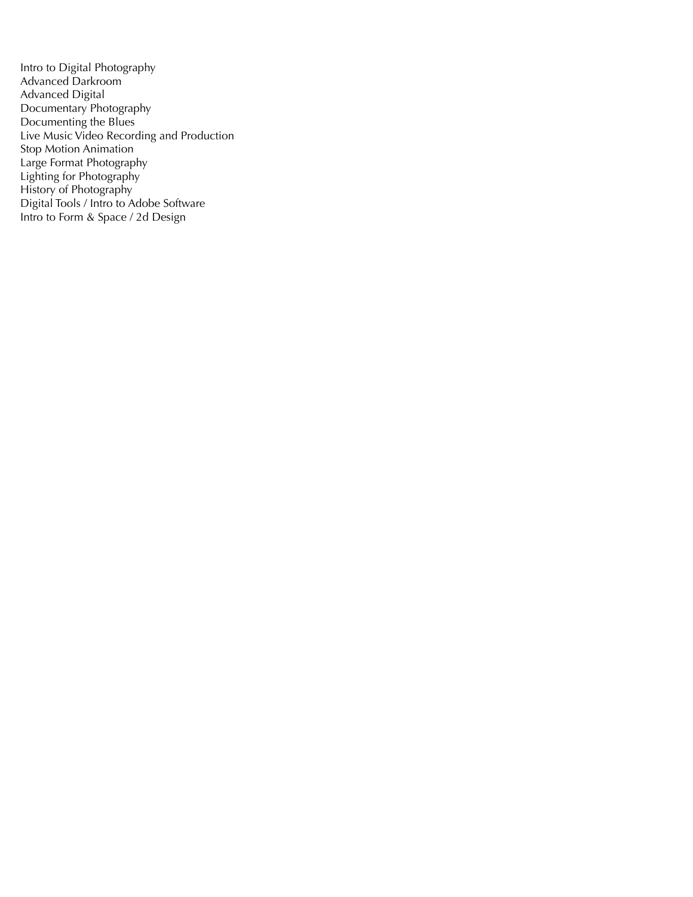Intro to Digital Photography
Advanced Darkroom
Advanced Digital
Documentary Photography
Documenting the Blues
Live Music Video Recording and Production
Stop Motion Animation
Large Format Photography
Lighting for Photography
History of Photography
Digital Tools / Intro to Adobe Software
Intro to Form & Space / 2d Design